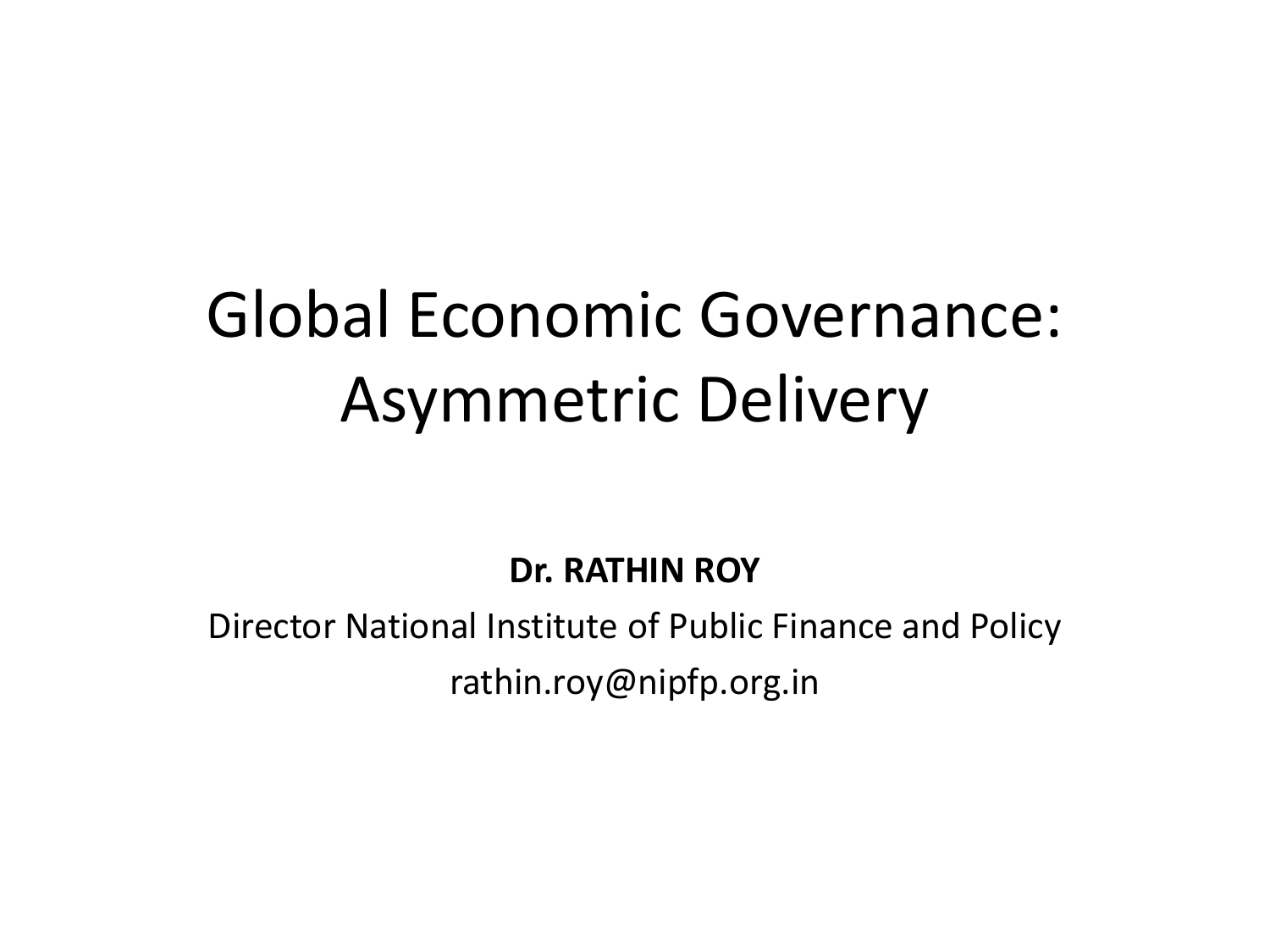# Global Economic Governance: Asymmetric Delivery

**Dr. RATHIN ROY**

Director National Institute of Public Finance and Policy

rathin.roy@nipfp.org.in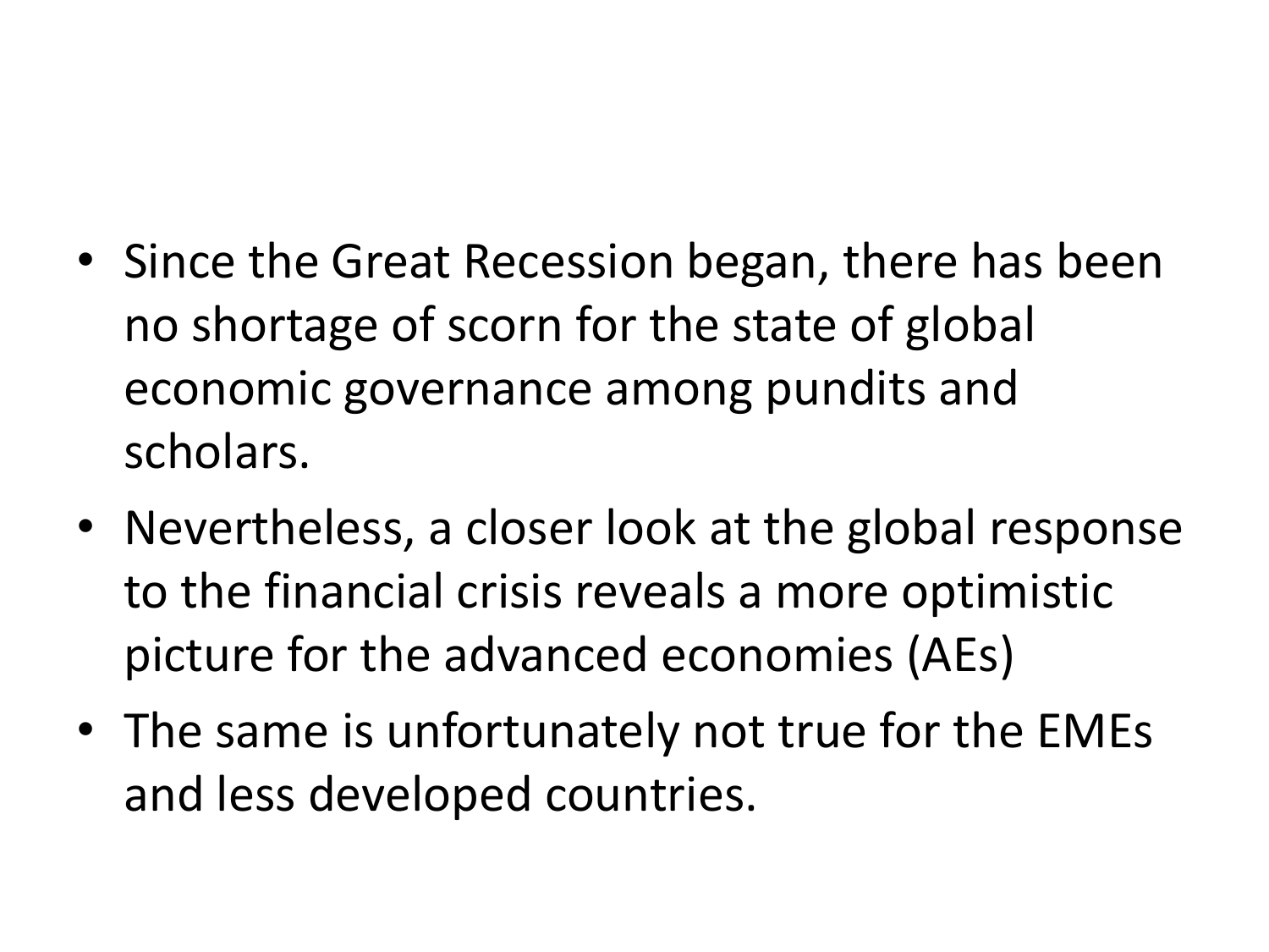- Since the Great Recession began, there has been no shortage of scorn for the state of global economic governance among pundits and scholars.
- Nevertheless, a closer look at the global response to the financial crisis reveals a more optimistic picture for the advanced economies (AEs)
- The same is unfortunately not true for the EMEs and less developed countries.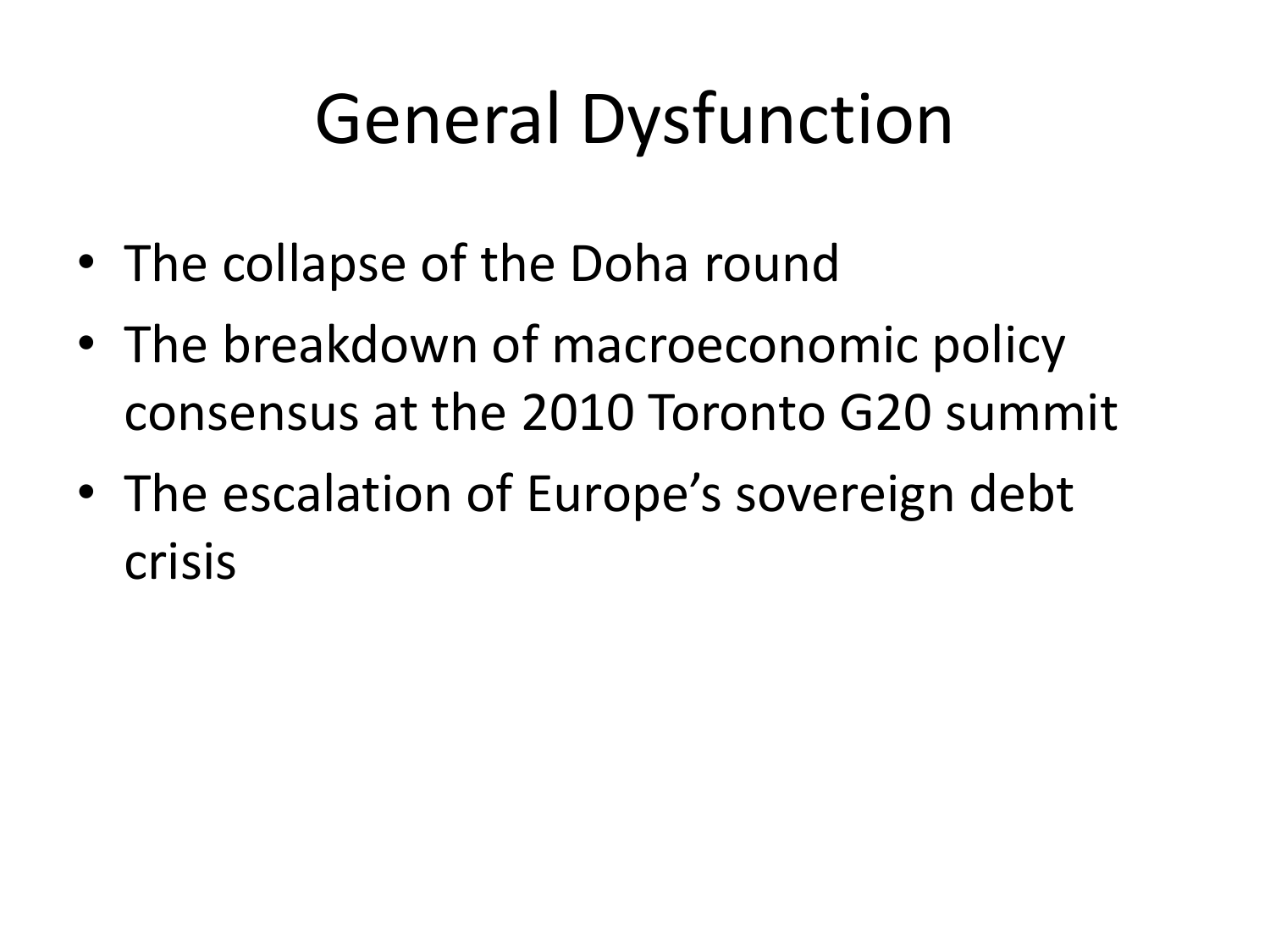# General Dysfunction

- The collapse of the Doha round
- The breakdown of macroeconomic policy consensus at the 2010 Toronto G20 summit
- The escalation of Europe's sovereign debt crisis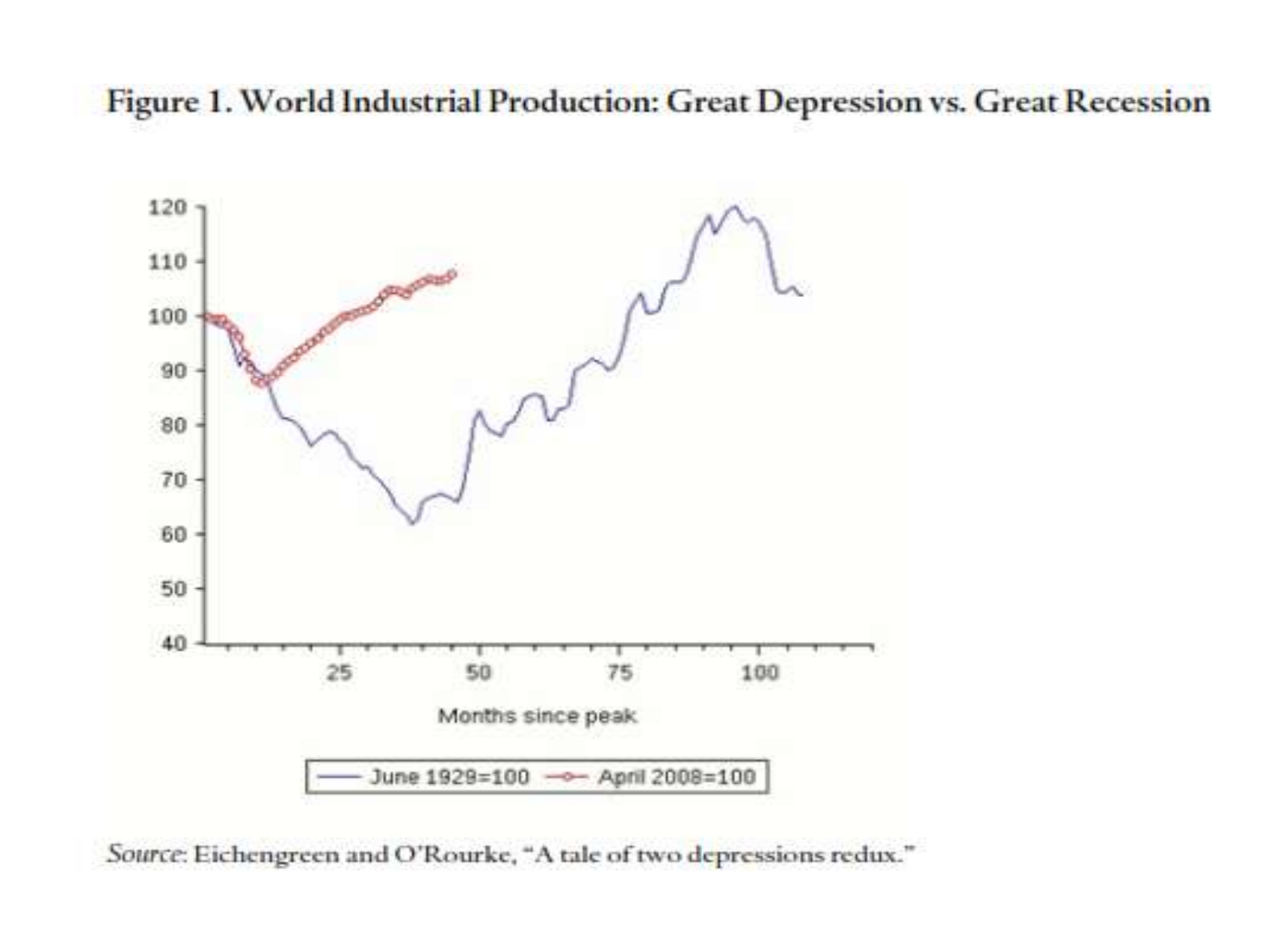**Figure 1. World Industrial Production: Great Depression vs. Great Recession**

*Source*: Eichengreen and O'Rourke, "A tale of two depressions redux."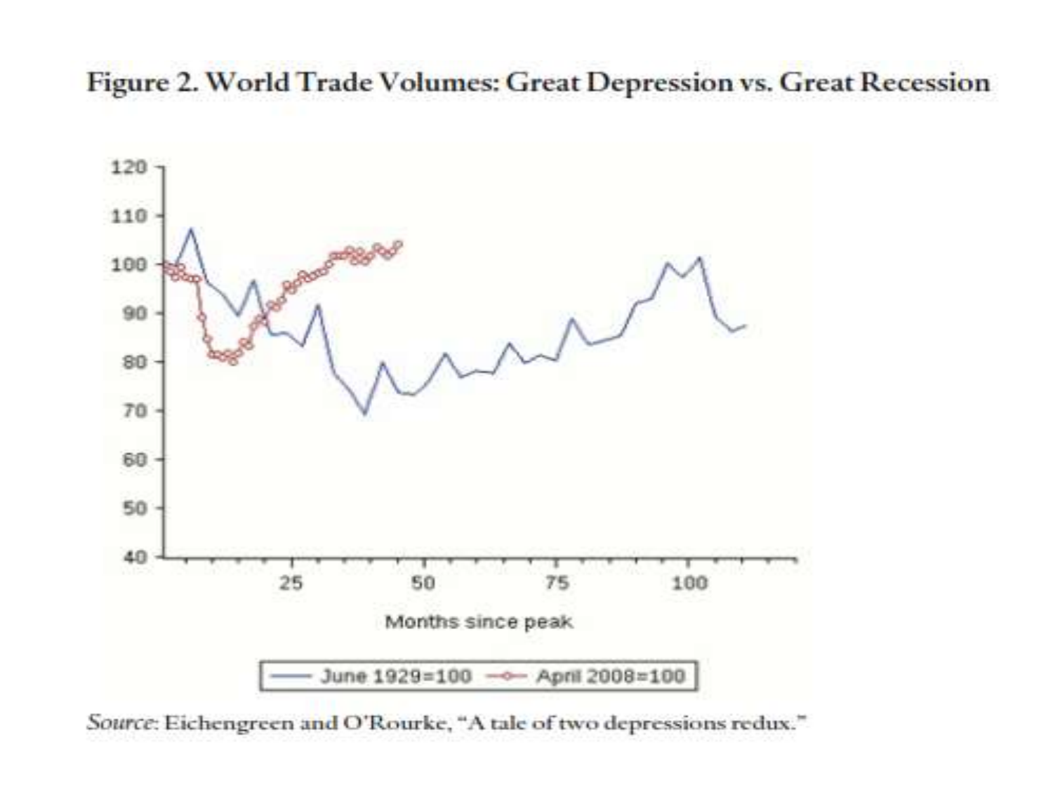**Figure 2. World Trade Volumes: Great Depression vs. Great Recession**

*Source*: Eichengreen and O'Rourke, "A tale of two depressions redux."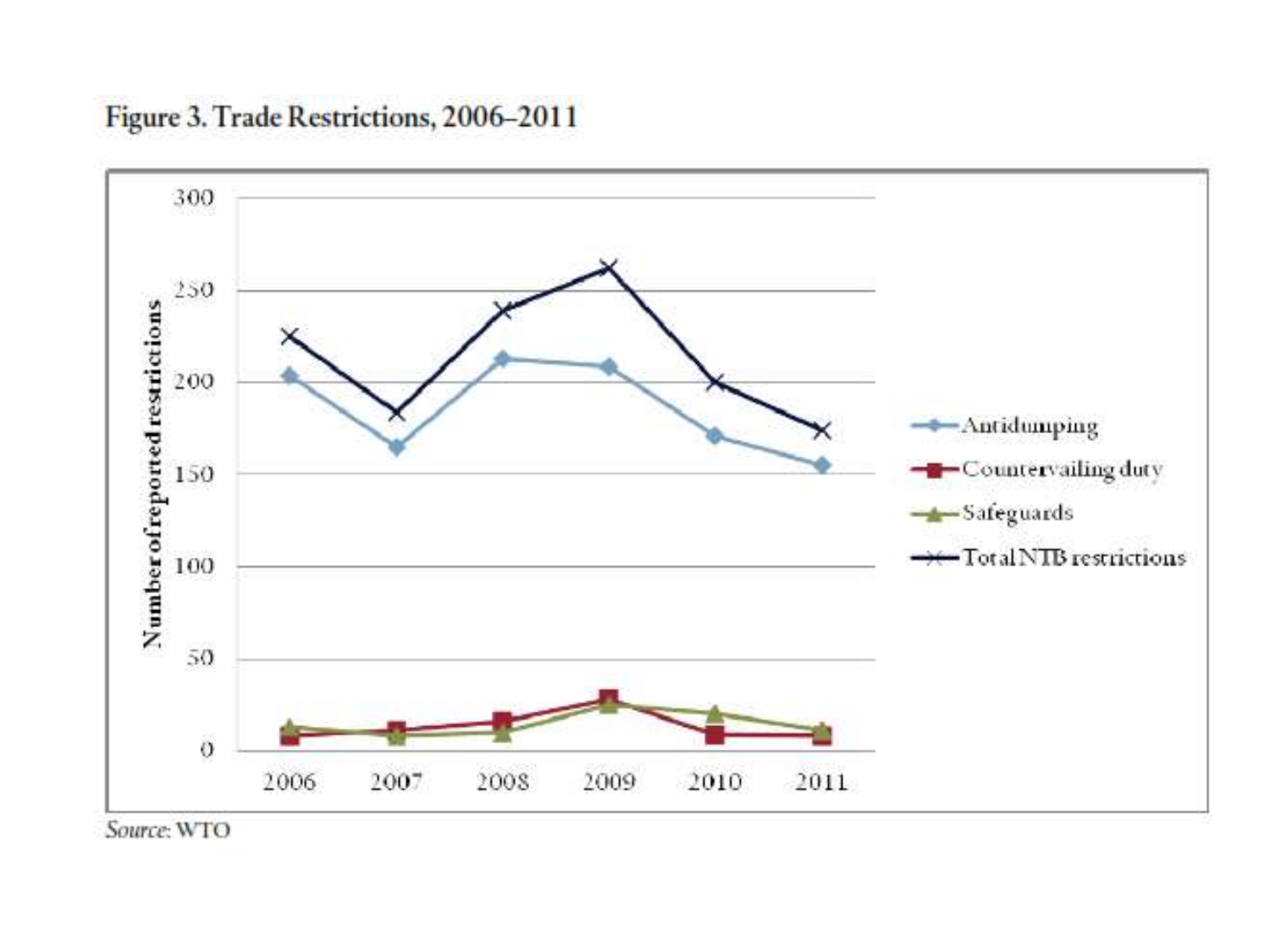**Figure 3. Trade Restrictions, 2006–2011**

*Source*: WTO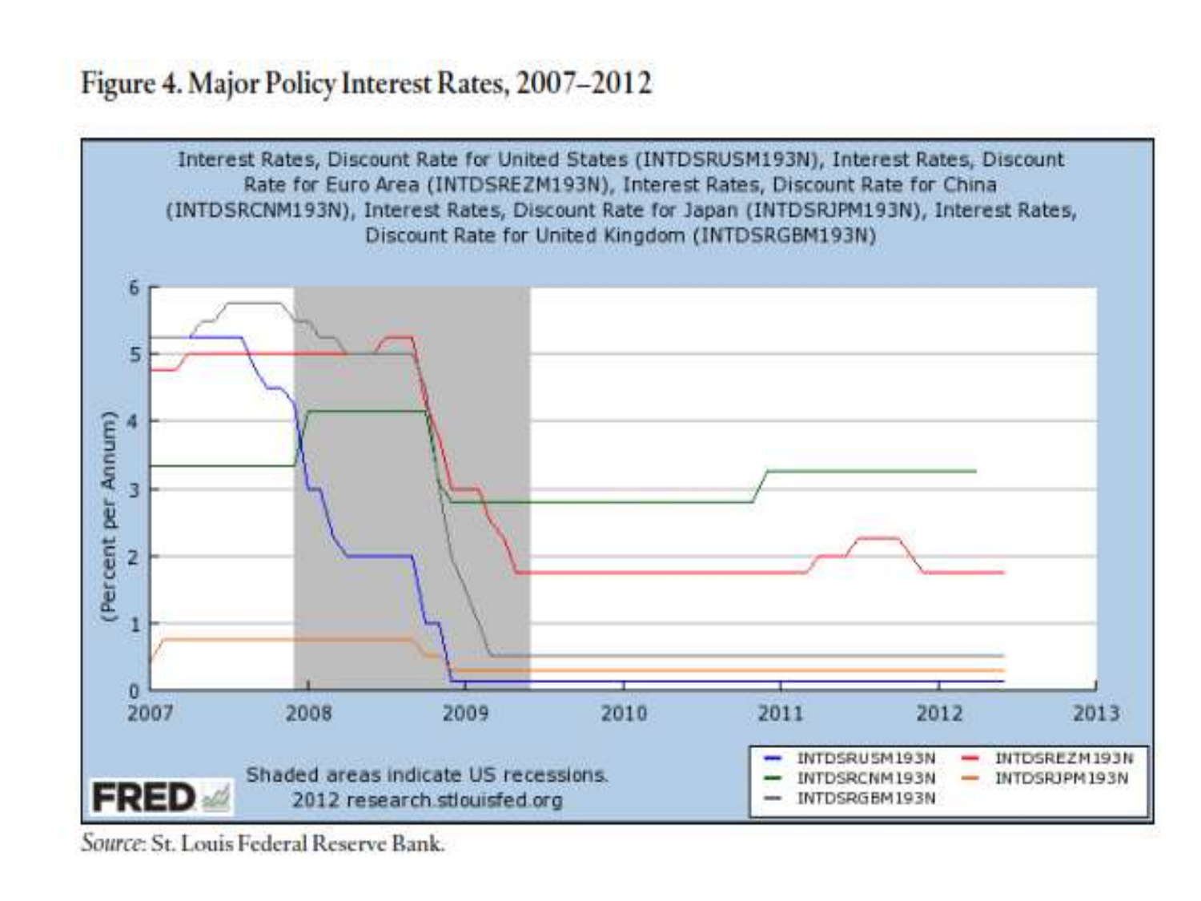# Figure 4. Major Policy Interest Rates, 2007–2012

*Source*: St. Louis Federal Reserve Bank.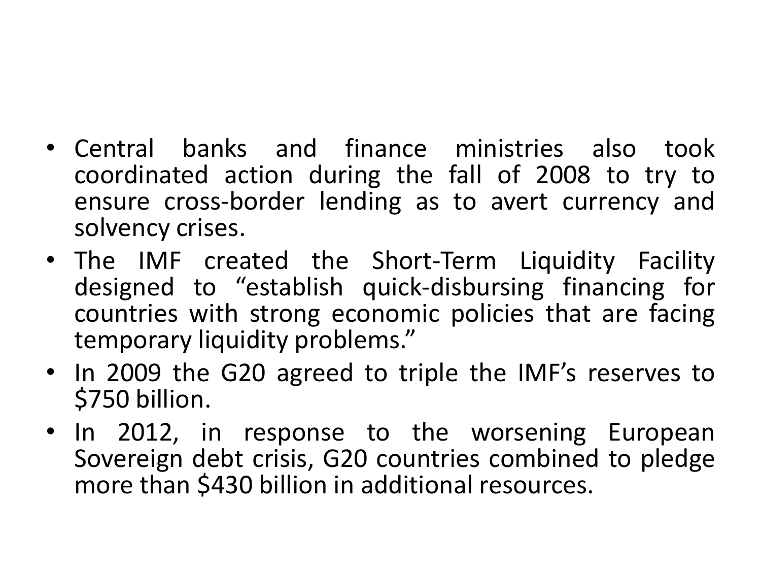- Central banks and finance ministries also took coordinated action during the fall of 2008 to try to ensure cross-border lending as to avert currency and solvency crises.
- The IMF created the Short-Term Liquidity Facility designed to "establish quick-disbursing financing for countries with strong economic policies that are facing temporary liquidity problems."
- In 2009 the G20 agreed to triple the IMF's reserves to $750 billion.
- In 2012, in response to the worsening European Sovereign debt crisis, G20 countries combined to pledge more than $430 billion in additional resources.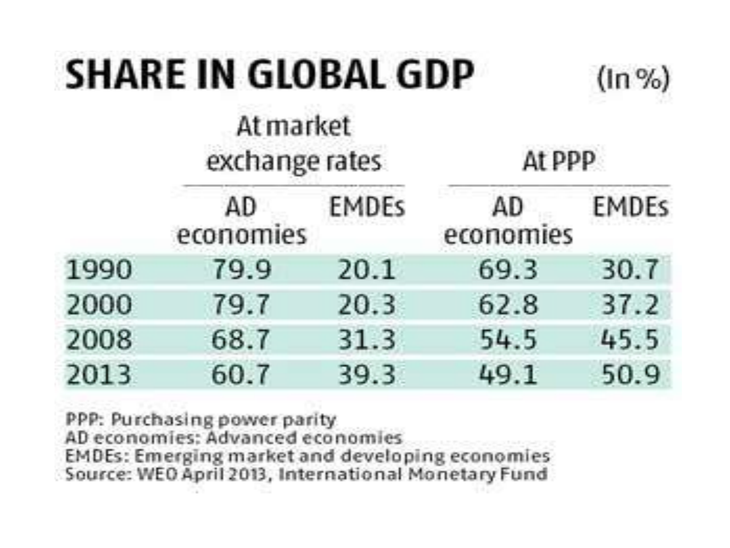# SHARE IN GLOBAL GDP

(In %)

| | At market exchange rates | | At PPP | |
|---|---|---|---|---|
| | AD economies | EMDEs | AD economies | EMDEs |
| 1990 | 79.9 | 20.1 | 69.3 | 30.7 |
| 2000 | 79.7 | 20.3 | 62.8 | 37.2 |
| 2008 | 68.7 | 31.3 | 54.5 | 45.5 |
| 2013 | 60.7 | 39.3 | 49.1 | 50.9 |

PPP: Purchasing power parity
AD economies: Advanced economies
EMDEs: Emerging market and developing economies
Source: WEO April 2013, International Monetary Fund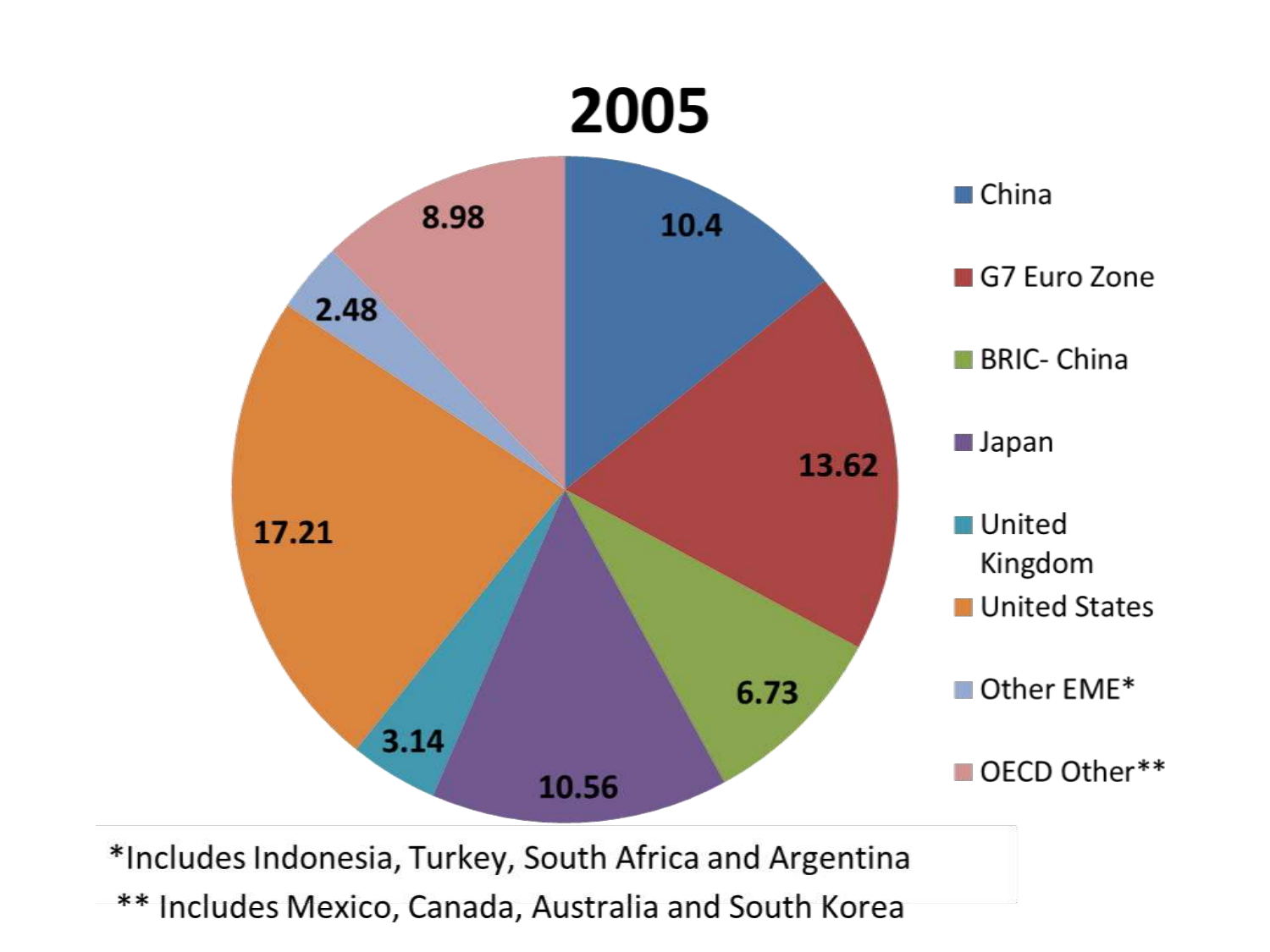# 2005

| Region | Value |
|---|---|
| China | 10.4 |
| G7 Euro Zone | 13.62 |
| BRIC- China | 6.73 |
| Japan | 10.56 |
| United Kingdom | 3.14 |
| United States | 17.21 |
| Other EME* | 2.48 |
| OECD Other** | 8.98 |

*Includes Indonesia, Turkey, South Africa and Argentina

** Includes Mexico, Canada, Australia and South Korea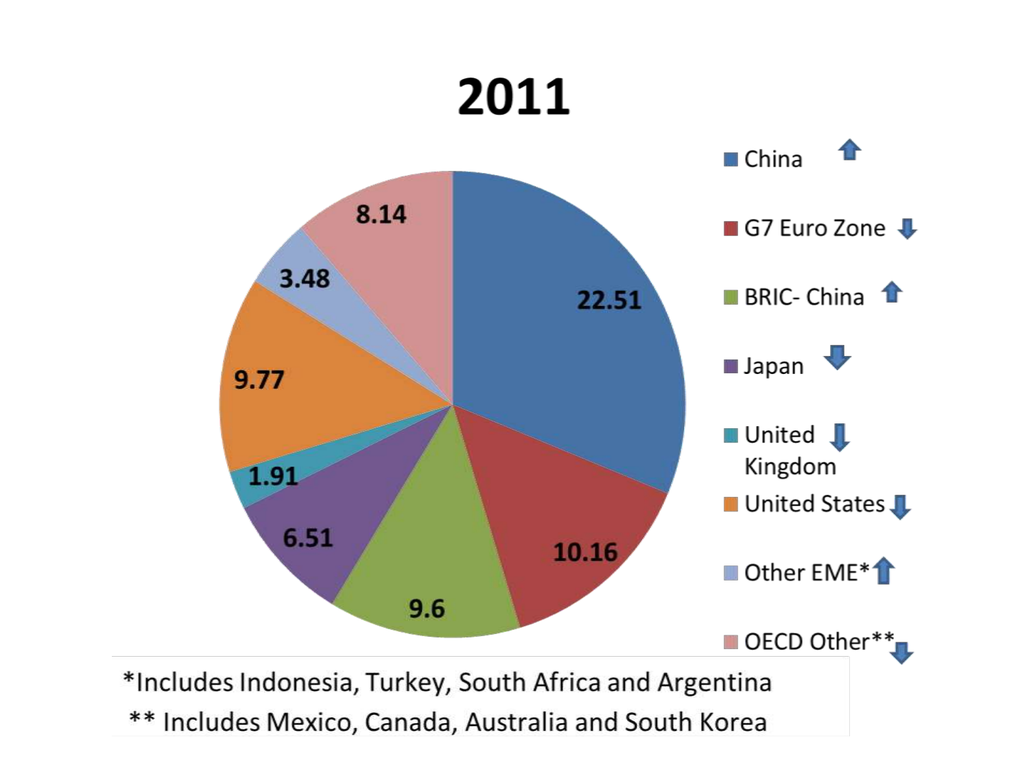# 2011

| Region | Value | Trend |
|---|---|---|
| China | 22.51 | ↑ |
| G7 Euro Zone | 10.16 | ↓ |
| BRIC- China | 9.6 | ↑ |
| Japan | 6.51 | ↓ |
| United Kingdom | 1.91 | ↓ |
| United States | 9.77 | ↓ |
| Other EME* | 3.48 | ↑ |
| OECD Other** | 8.14 | ↓ |

*Includes Indonesia, Turkey, South Africa and Argentina

** Includes Mexico, Canada, Australia and South Korea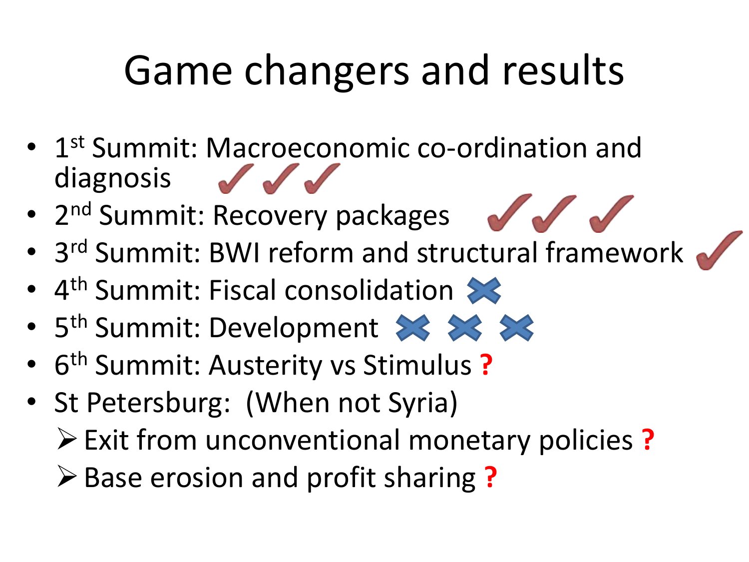# Game changers and results

- 1st Summit: Macroeconomic co-ordination and diagnosis ✓✓✓
- 2nd Summit: Recovery packages ✓✓✓
- 3rd Summit: BWI reform and structural framework ✓
- 4th Summit: Fiscal consolidation ✗
- 5th Summit: Development ✗✗✗
- 6th Summit: Austerity vs Stimulus ?
- St Petersburg: (When not Syria)
  - Exit from unconventional monetary policies ?
  - Base erosion and profit sharing ?